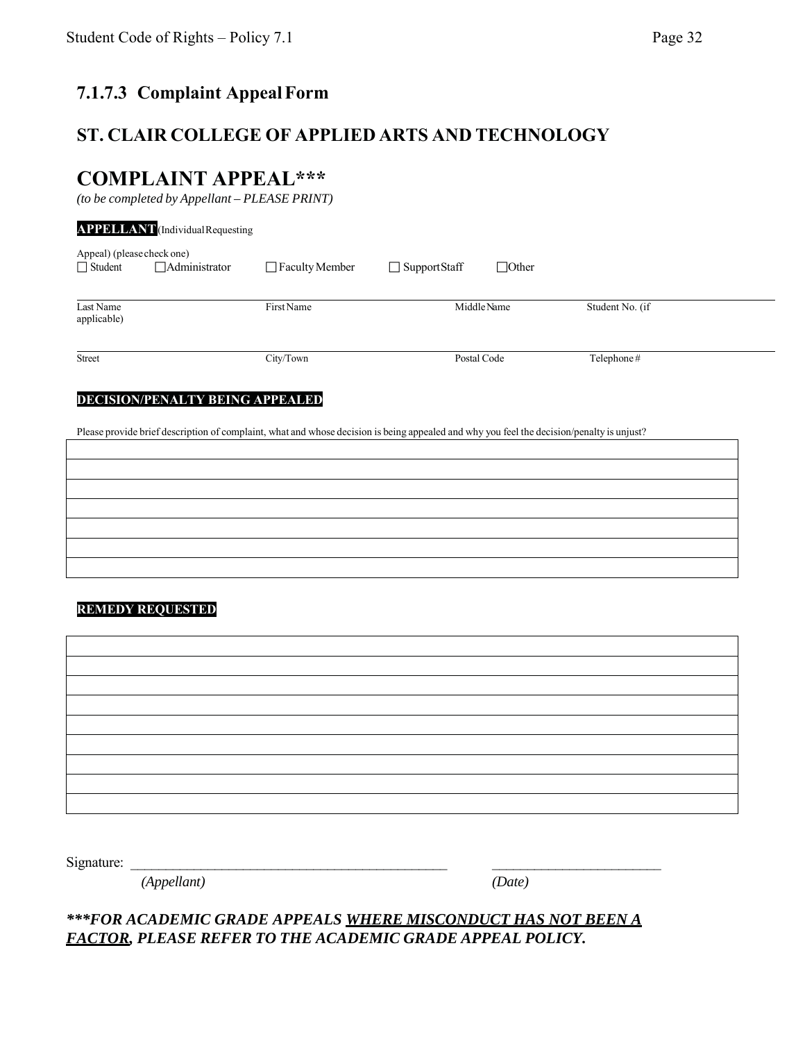## 7.1.7.3 Complaint Appeal Form

## ST. CLAIR COLLEGE OF APPLIED ARTS AND TECHNOLOGY

# COMPLAINT APPEAL***

*(to be completed by Appellant – PLEASE PRINT)*

**APPELLANT** (Individual Requesting Appeal) (please check one)

☐ Student ☐ Administrator ☐ Faculty Member ☐ Support Staff ☐ Other

| | | | |
|---|---|---|---|
| Last Name | First Name | Middle Name | Student No. (if applicable) |
| Street | City/Town | Postal Code | Telephone # |

**DECISION/PENALTY BEING APPEALED**

Please provide brief description of complaint, what and whose decision is being appealed and why you feel the decision/penalty is unjust?

| |
|---|
| |
| |
| |
| |
| |
| |
| |

**REMEDY REQUESTED**

| |
|---|
| |
| |
| |
| |
| |
| |
| |
| |
| |

Signature: _______________________________________________ _________________________

*(Appellant)* *(Date)*

***\*\*\*FOR ACADEMIC GRADE APPEALS <u>WHERE MISCONDUCT HAS NOT BEEN A FACTOR</u>, PLEASE REFER TO THE ACADEMIC GRADE APPEAL POLICY.***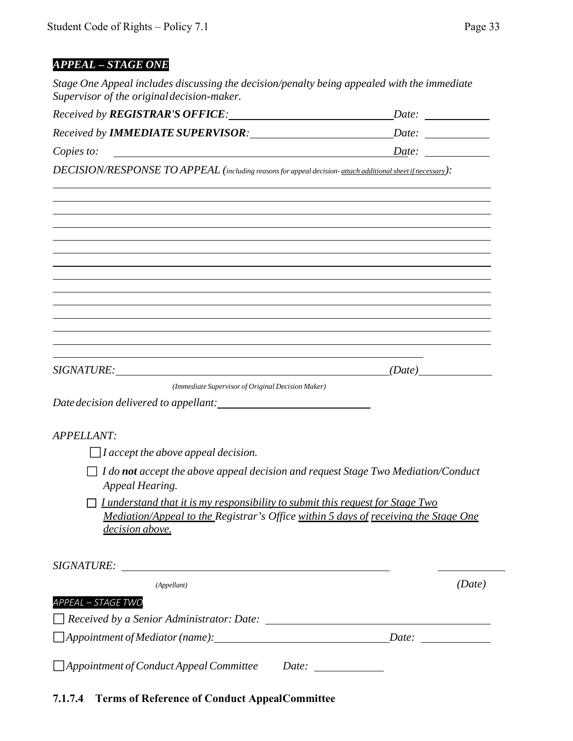***APPEAL – STAGE ONE***

*Stage One Appeal includes discussing the decision/penalty being appealed with the immediate Supervisor of the original decision-maker.*

*Received by **REGISTRAR'S OFFICE**:* \_\_\_\_\_\_\_\_\_\_\_\_\_\_\_\_\_\_\_\_\_\_\_\_\_\_\_\_ *Date:* \_\_\_\_\_\_\_\_\_\_

*Received by **IMMEDIATE SUPERVISOR**:* \_\_\_\_\_\_\_\_\_\_\_\_\_\_\_\_\_\_\_\_\_\_\_\_\_ *Date:* \_\_\_\_\_\_\_\_\_\_

*Copies to:* \_\_\_\_\_\_\_\_\_\_\_\_\_\_\_\_\_\_\_\_\_\_\_\_\_\_\_\_\_\_\_\_\_\_\_\_\_\_\_\_\_\_\_\_\_\_\_\_ *Date:* \_\_\_\_\_\_\_\_\_\_

*DECISION/RESPONSE TO APPEAL (including reasons for appeal decision- attach additional sheet if necessary):*

\_\_\_\_\_\_\_\_\_\_\_\_\_\_\_\_\_\_\_\_\_\_\_\_\_\_\_\_\_\_\_\_\_\_\_\_\_\_\_\_\_\_\_\_\_\_\_\_\_\_\_\_\_\_\_\_\_\_\_\_\_\_\_\_\_\_\_\_\_\_\_\_

\_\_\_\_\_\_\_\_\_\_\_\_\_\_\_\_\_\_\_\_\_\_\_\_\_\_\_\_\_\_\_\_\_\_\_\_\_\_\_\_\_\_\_\_\_\_\_\_\_\_\_\_\_\_\_\_\_\_\_\_\_\_\_\_\_\_\_\_\_\_\_\_

\_\_\_\_\_\_\_\_\_\_\_\_\_\_\_\_\_\_\_\_\_\_\_\_\_\_\_\_\_\_\_\_\_\_\_\_\_\_\_\_\_\_\_\_\_\_\_\_\_\_\_\_\_\_\_\_\_\_\_\_\_\_\_\_\_\_\_\_\_\_\_\_

\_\_\_\_\_\_\_\_\_\_\_\_\_\_\_\_\_\_\_\_\_\_\_\_\_\_\_\_\_\_\_\_\_\_\_\_\_\_\_\_\_\_\_\_\_\_\_\_\_\_\_\_\_\_\_\_\_\_\_\_\_\_\_\_\_\_\_\_\_\_\_\_

\_\_\_\_\_\_\_\_\_\_\_\_\_\_\_\_\_\_\_\_\_\_\_\_\_\_\_\_\_\_\_\_\_\_\_\_\_\_\_\_\_\_\_\_\_\_\_\_\_\_\_\_\_\_\_\_\_\_\_\_\_\_\_\_\_\_\_\_\_\_\_\_

\_\_\_\_\_\_\_\_\_\_\_\_\_\_\_\_\_\_\_\_\_\_\_\_\_\_\_\_\_\_\_\_\_\_\_\_\_\_\_\_\_\_\_\_\_\_\_\_\_\_\_\_\_\_\_\_\_\_\_\_\_\_\_\_\_\_\_\_\_\_\_\_

*SIGNATURE:* \_\_\_\_\_\_\_\_\_\_\_\_\_\_\_\_\_\_\_\_\_\_\_\_\_\_\_\_\_\_\_\_\_\_\_\_\_\_\_\_\_\_\_\_ *(Date)* \_\_\_\_\_\_\_\_\_\_

*(Immediate Supervisor of Original Decision Maker)*

*Date decision delivered to appellant:* \_\_\_\_\_\_\_\_\_\_\_\_\_\_\_\_\_\_\_\_\_\_\_\_\_

*APPELLANT:*

- ☐ *I accept the above appeal decision.*
- ☐ *I do **not** accept the above appeal decision and request Stage Two Mediation/Conduct Appeal Hearing.*
- ☐ *I understand that it is my responsibility to submit this request for Stage Two Mediation/Appeal to the Registrar's Office within 5 days of receiving the Stage One decision above.*

*SIGNATURE:* \_\_\_\_\_\_\_\_\_\_\_\_\_\_\_\_\_\_\_\_\_\_\_\_\_\_\_\_\_\_\_\_\_\_\_\_\_\_\_\_\_\_\_\_ \_\_\_\_\_\_\_\_\_\_

*(Appellant)* *(Date)*

*APPEAL – STAGE TWO*

☐ *Received by a Senior Administrator: Date:* \_\_\_\_\_\_\_\_\_\_\_\_\_\_\_\_\_\_\_\_\_\_\_\_\_\_\_\_\_\_\_\_\_\_

☐ *Appointment of Mediator (name):* \_\_\_\_\_\_\_\_\_\_\_\_\_\_\_\_\_\_\_\_\_\_\_\_\_\_\_ *Date:* \_\_\_\_\_\_\_\_\_\_

☐ *Appointment of Conduct Appeal Committee* *Date:* \_\_\_\_\_\_\_\_\_\_

### 7.1.7.4 Terms of Reference of Conduct Appeal Committee